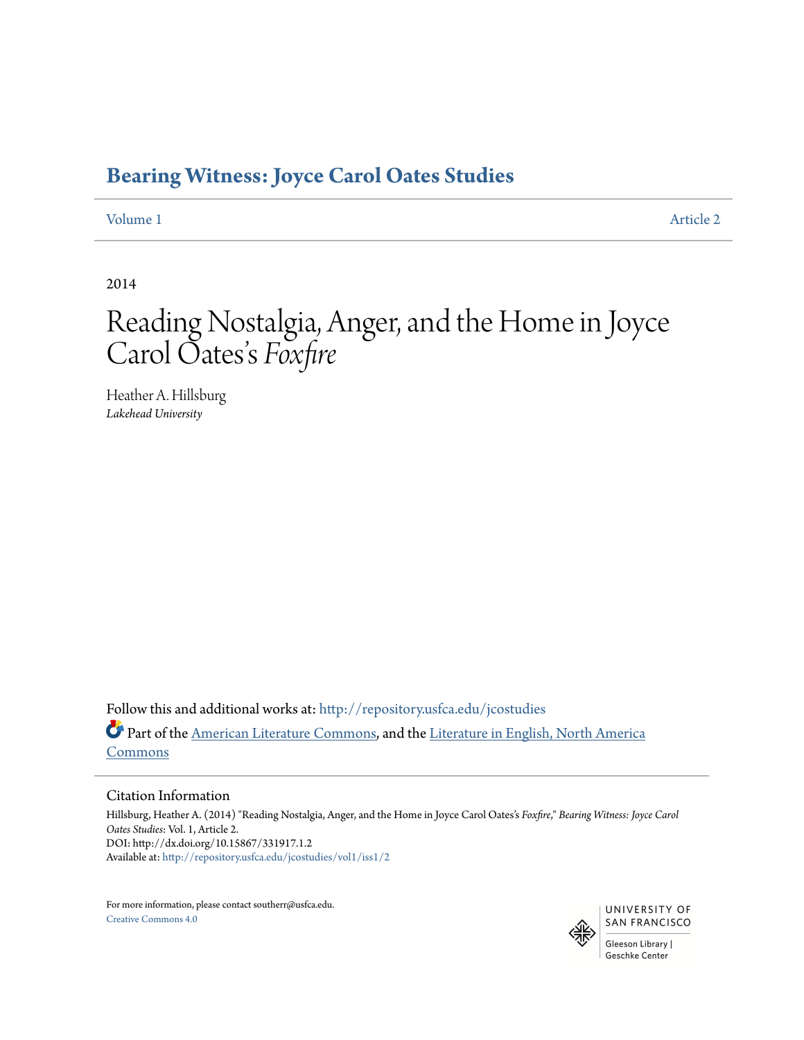# Bearing Witness: Joyce Carol Oates Studies

Volume 1 | Article 2

2014

# Reading Nostalgia, Anger, and the Home in Joyce Carol Oates's *Foxfire*

Heather A. Hillsburg
*Lakehead University*

Follow this and additional works at: http://repository.usfca.edu/jcostudies

Part of the American Literature Commons, and the Literature in English, North America Commons

## Citation Information

Hillsburg, Heather A. (2014) "Reading Nostalgia, Anger, and the Home in Joyce Carol Oates's *Foxfire*," *Bearing Witness: Joyce Carol Oates Studies*: Vol. 1, Article 2.
DOI: http://dx.doi.org/10.15867/331917.1.2
Available at: http://repository.usfca.edu/jcostudies/vol1/iss1/2

For more information, please contact southerr@usfca.edu.
Creative Commons 4.0

UNIVERSITY OF SAN FRANCISCO
Gleeson Library | Geschke Center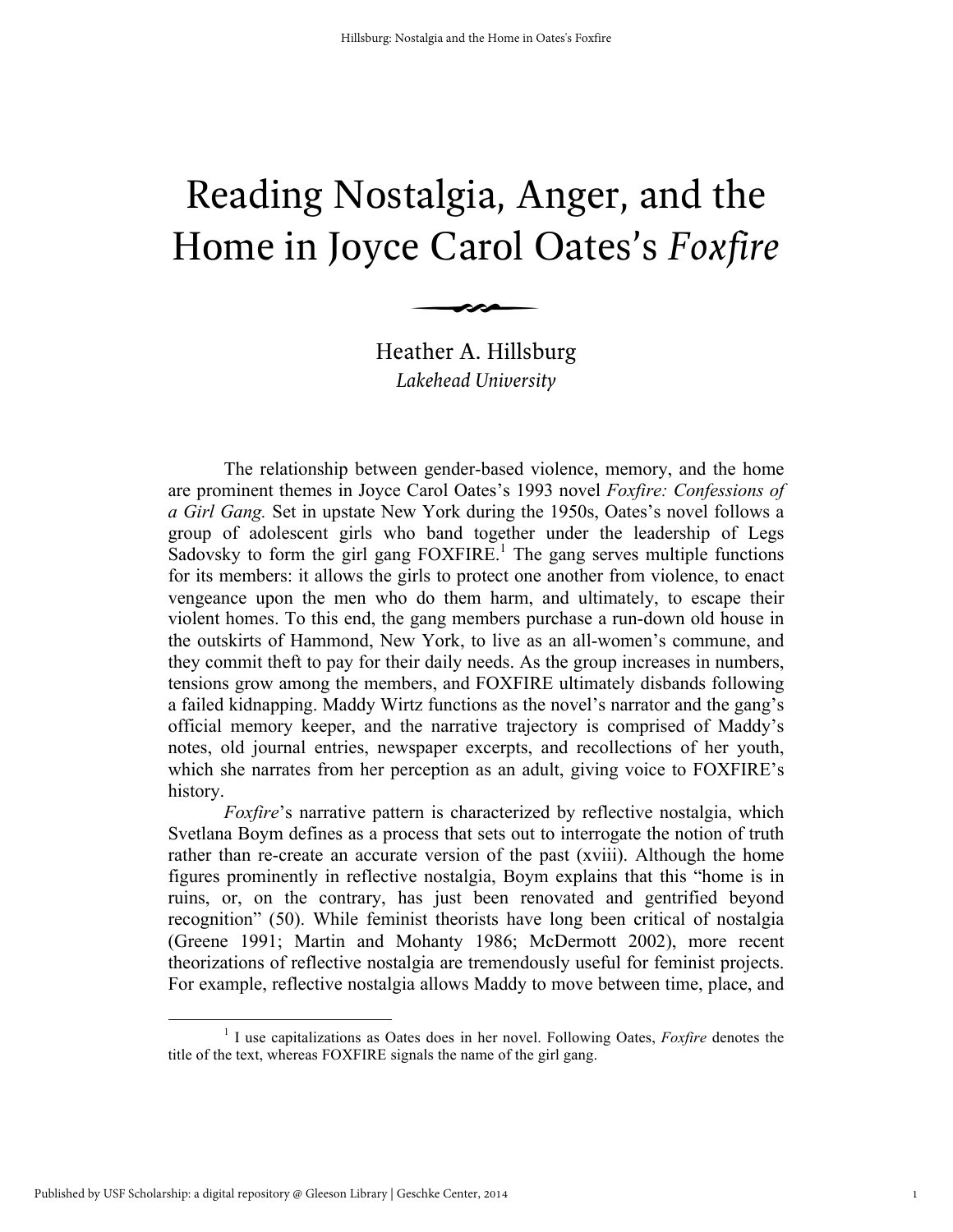# Reading Nostalgia, Anger, and the Home in Joyce Carol Oates's *Foxfire*

Heather A. Hillsburg
*Lakehead University*

The relationship between gender-based violence, memory, and the home are prominent themes in Joyce Carol Oates's 1993 novel *Foxfire: Confessions of a Girl Gang.* Set in upstate New York during the 1950s, Oates's novel follows a group of adolescent girls who band together under the leadership of Legs Sadovsky to form the girl gang FOXFIRE.[1] The gang serves multiple functions for its members: it allows the girls to protect one another from violence, to enact vengeance upon the men who do them harm, and ultimately, to escape their violent homes. To this end, the gang members purchase a run-down old house in the outskirts of Hammond, New York, to live as an all-women's commune, and they commit theft to pay for their daily needs. As the group increases in numbers, tensions grow among the members, and FOXFIRE ultimately disbands following a failed kidnapping. Maddy Wirtz functions as the novel's narrator and the gang's official memory keeper, and the narrative trajectory is comprised of Maddy's notes, old journal entries, newspaper excerpts, and recollections of her youth, which she narrates from her perception as an adult, giving voice to FOXFIRE's history.

*Foxfire*'s narrative pattern is characterized by reflective nostalgia, which Svetlana Boym defines as a process that sets out to interrogate the notion of truth rather than re-create an accurate version of the past (xviii). Although the home figures prominently in reflective nostalgia, Boym explains that this "home is in ruins, or, on the contrary, has just been renovated and gentrified beyond recognition" (50). While feminist theorists have long been critical of nostalgia (Greene 1991; Martin and Mohanty 1986; McDermott 2002), more recent theorizations of reflective nostalgia are tremendously useful for feminist projects. For example, reflective nostalgia allows Maddy to move between time, place, and

[1] I use capitalizations as Oates does in her novel. Following Oates, *Foxfire* denotes the title of the text, whereas FOXFIRE signals the name of the girl gang.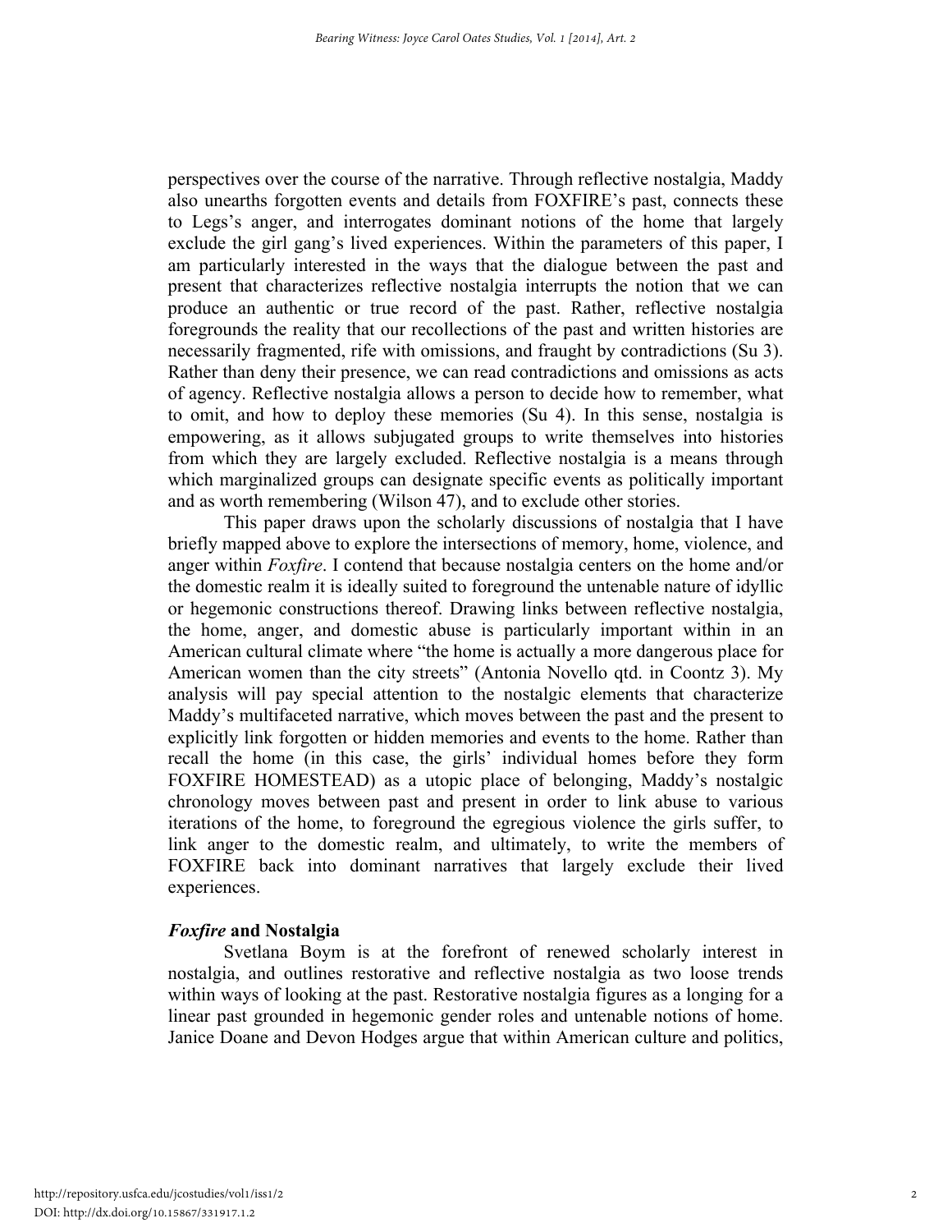perspectives over the course of the narrative. Through reflective nostalgia, Maddy also unearths forgotten events and details from FOXFIRE's past, connects these to Legs's anger, and interrogates dominant notions of the home that largely exclude the girl gang's lived experiences. Within the parameters of this paper, I am particularly interested in the ways that the dialogue between the past and present that characterizes reflective nostalgia interrupts the notion that we can produce an authentic or true record of the past. Rather, reflective nostalgia foregrounds the reality that our recollections of the past and written histories are necessarily fragmented, rife with omissions, and fraught by contradictions (Su 3). Rather than deny their presence, we can read contradictions and omissions as acts of agency. Reflective nostalgia allows a person to decide how to remember, what to omit, and how to deploy these memories (Su 4). In this sense, nostalgia is empowering, as it allows subjugated groups to write themselves into histories from which they are largely excluded. Reflective nostalgia is a means through which marginalized groups can designate specific events as politically important and as worth remembering (Wilson 47), and to exclude other stories.

This paper draws upon the scholarly discussions of nostalgia that I have briefly mapped above to explore the intersections of memory, home, violence, and anger within *Foxfire*. I contend that because nostalgia centers on the home and/or the domestic realm it is ideally suited to foreground the untenable nature of idyllic or hegemonic constructions thereof. Drawing links between reflective nostalgia, the home, anger, and domestic abuse is particularly important within in an American cultural climate where "the home is actually a more dangerous place for American women than the city streets" (Antonia Novello qtd. in Coontz 3). My analysis will pay special attention to the nostalgic elements that characterize Maddy's multifaceted narrative, which moves between the past and the present to explicitly link forgotten or hidden memories and events to the home. Rather than recall the home (in this case, the girls' individual homes before they form FOXFIRE HOMESTEAD) as a utopic place of belonging, Maddy's nostalgic chronology moves between past and present in order to link abuse to various iterations of the home, to foreground the egregious violence the girls suffer, to link anger to the domestic realm, and ultimately, to write the members of FOXFIRE back into dominant narratives that largely exclude their lived experiences.

## *Foxfire* and Nostalgia

Svetlana Boym is at the forefront of renewed scholarly interest in nostalgia, and outlines restorative and reflective nostalgia as two loose trends within ways of looking at the past. Restorative nostalgia figures as a longing for a linear past grounded in hegemonic gender roles and untenable notions of home. Janice Doane and Devon Hodges argue that within American culture and politics,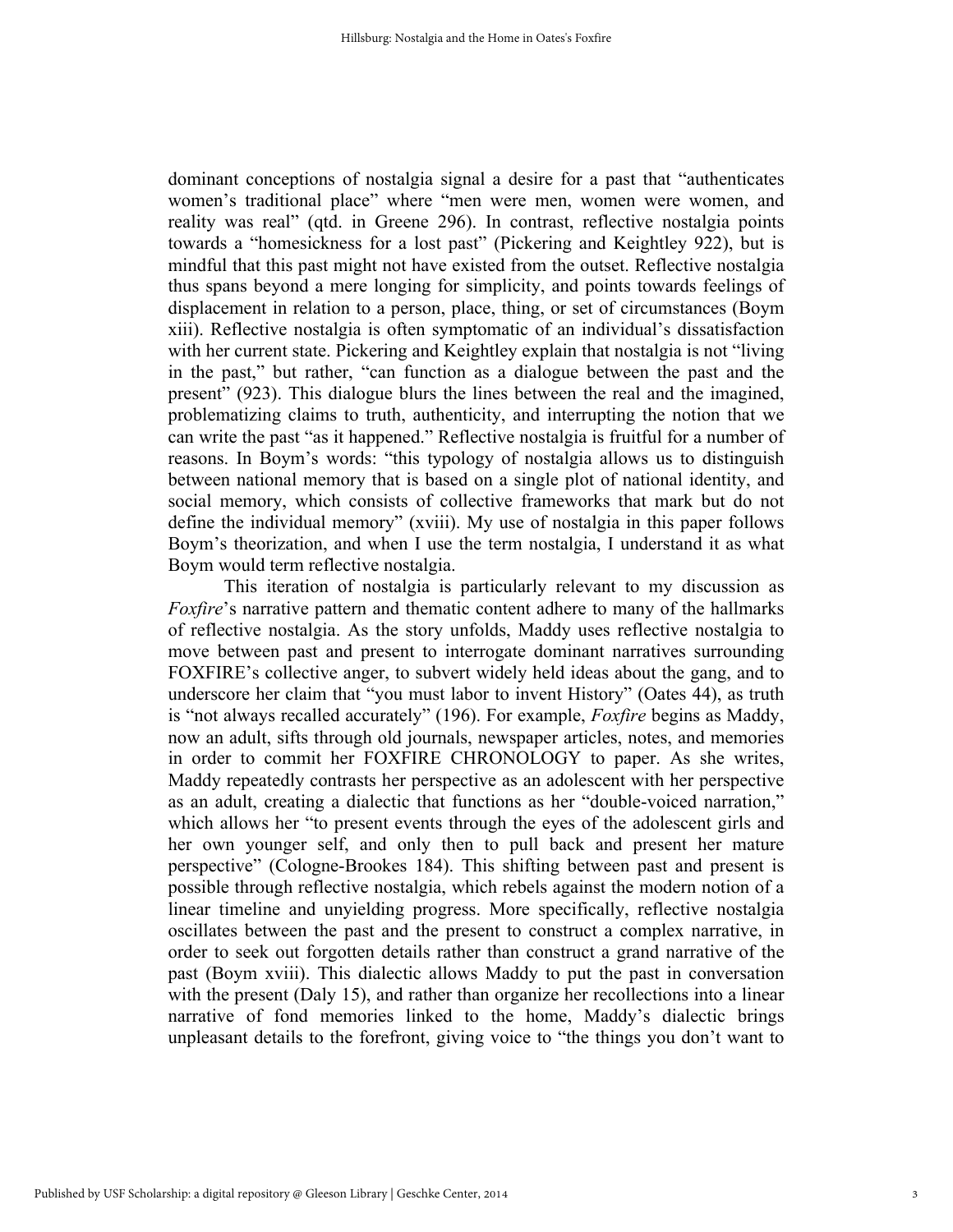dominant conceptions of nostalgia signal a desire for a past that "authenticates women's traditional place" where "men were men, women were women, and reality was real" (qtd. in Greene 296). In contrast, reflective nostalgia points towards a "homesickness for a lost past" (Pickering and Keightley 922), but is mindful that this past might not have existed from the outset. Reflective nostalgia thus spans beyond a mere longing for simplicity, and points towards feelings of displacement in relation to a person, place, thing, or set of circumstances (Boym xiii). Reflective nostalgia is often symptomatic of an individual's dissatisfaction with her current state. Pickering and Keightley explain that nostalgia is not "living in the past," but rather, "can function as a dialogue between the past and the present" (923). This dialogue blurs the lines between the real and the imagined, problematizing claims to truth, authenticity, and interrupting the notion that we can write the past "as it happened." Reflective nostalgia is fruitful for a number of reasons. In Boym's words: "this typology of nostalgia allows us to distinguish between national memory that is based on a single plot of national identity, and social memory, which consists of collective frameworks that mark but do not define the individual memory" (xviii). My use of nostalgia in this paper follows Boym's theorization, and when I use the term nostalgia, I understand it as what Boym would term reflective nostalgia.

This iteration of nostalgia is particularly relevant to my discussion as *Foxfire*'s narrative pattern and thematic content adhere to many of the hallmarks of reflective nostalgia. As the story unfolds, Maddy uses reflective nostalgia to move between past and present to interrogate dominant narratives surrounding FOXFIRE's collective anger, to subvert widely held ideas about the gang, and to underscore her claim that "you must labor to invent History" (Oates 44), as truth is "not always recalled accurately" (196). For example, *Foxfire* begins as Maddy, now an adult, sifts through old journals, newspaper articles, notes, and memories in order to commit her FOXFIRE CHRONOLOGY to paper. As she writes, Maddy repeatedly contrasts her perspective as an adolescent with her perspective as an adult, creating a dialectic that functions as her "double-voiced narration," which allows her "to present events through the eyes of the adolescent girls and her own younger self, and only then to pull back and present her mature perspective" (Cologne-Brookes 184). This shifting between past and present is possible through reflective nostalgia, which rebels against the modern notion of a linear timeline and unyielding progress. More specifically, reflective nostalgia oscillates between the past and the present to construct a complex narrative, in order to seek out forgotten details rather than construct a grand narrative of the past (Boym xviii). This dialectic allows Maddy to put the past in conversation with the present (Daly 15), and rather than organize her recollections into a linear narrative of fond memories linked to the home, Maddy's dialectic brings unpleasant details to the forefront, giving voice to "the things you don't want to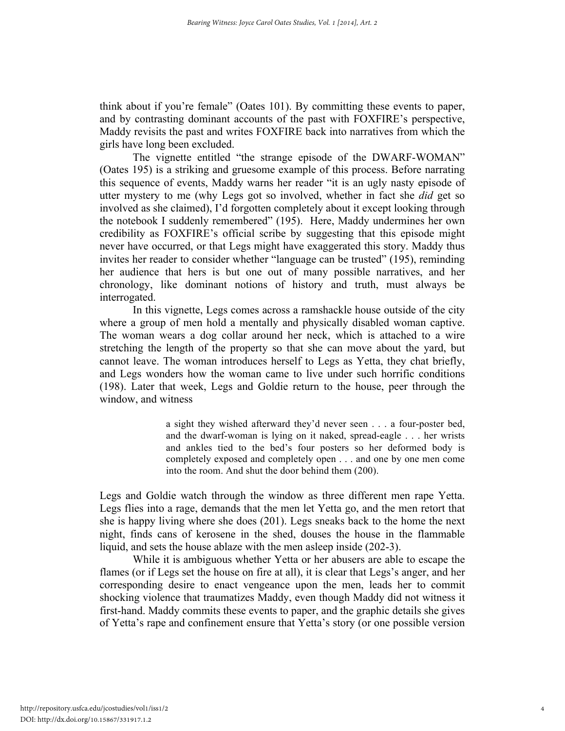think about if you're female" (Oates 101). By committing these events to paper, and by contrasting dominant accounts of the past with FOXFIRE's perspective, Maddy revisits the past and writes FOXFIRE back into narratives from which the girls have long been excluded.

The vignette entitled "the strange episode of the DWARF-WOMAN" (Oates 195) is a striking and gruesome example of this process. Before narrating this sequence of events, Maddy warns her reader "it is an ugly nasty episode of utter mystery to me (why Legs got so involved, whether in fact she *did* get so involved as she claimed), I'd forgotten completely about it except looking through the notebook I suddenly remembered" (195). Here, Maddy undermines her own credibility as FOXFIRE's official scribe by suggesting that this episode might never have occurred, or that Legs might have exaggerated this story. Maddy thus invites her reader to consider whether "language can be trusted" (195), reminding her audience that hers is but one out of many possible narratives, and her chronology, like dominant notions of history and truth, must always be interrogated.

In this vignette, Legs comes across a ramshackle house outside of the city where a group of men hold a mentally and physically disabled woman captive. The woman wears a dog collar around her neck, which is attached to a wire stretching the length of the property so that she can move about the yard, but cannot leave. The woman introduces herself to Legs as Yetta, they chat briefly, and Legs wonders how the woman came to live under such horrific conditions (198). Later that week, Legs and Goldie return to the house, peer through the window, and witness

> a sight they wished afterward they'd never seen . . . a four-poster bed, and the dwarf-woman is lying on it naked, spread-eagle . . . her wrists and ankles tied to the bed's four posters so her deformed body is completely exposed and completely open . . . and one by one men come into the room. And shut the door behind them (200).

Legs and Goldie watch through the window as three different men rape Yetta. Legs flies into a rage, demands that the men let Yetta go, and the men retort that she is happy living where she does (201). Legs sneaks back to the home the next night, finds cans of kerosene in the shed, douses the house in the flammable liquid, and sets the house ablaze with the men asleep inside (202-3).

While it is ambiguous whether Yetta or her abusers are able to escape the flames (or if Legs set the house on fire at all), it is clear that Legs's anger, and her corresponding desire to enact vengeance upon the men, leads her to commit shocking violence that traumatizes Maddy, even though Maddy did not witness it first-hand. Maddy commits these events to paper, and the graphic details she gives of Yetta's rape and confinement ensure that Yetta's story (or one possible version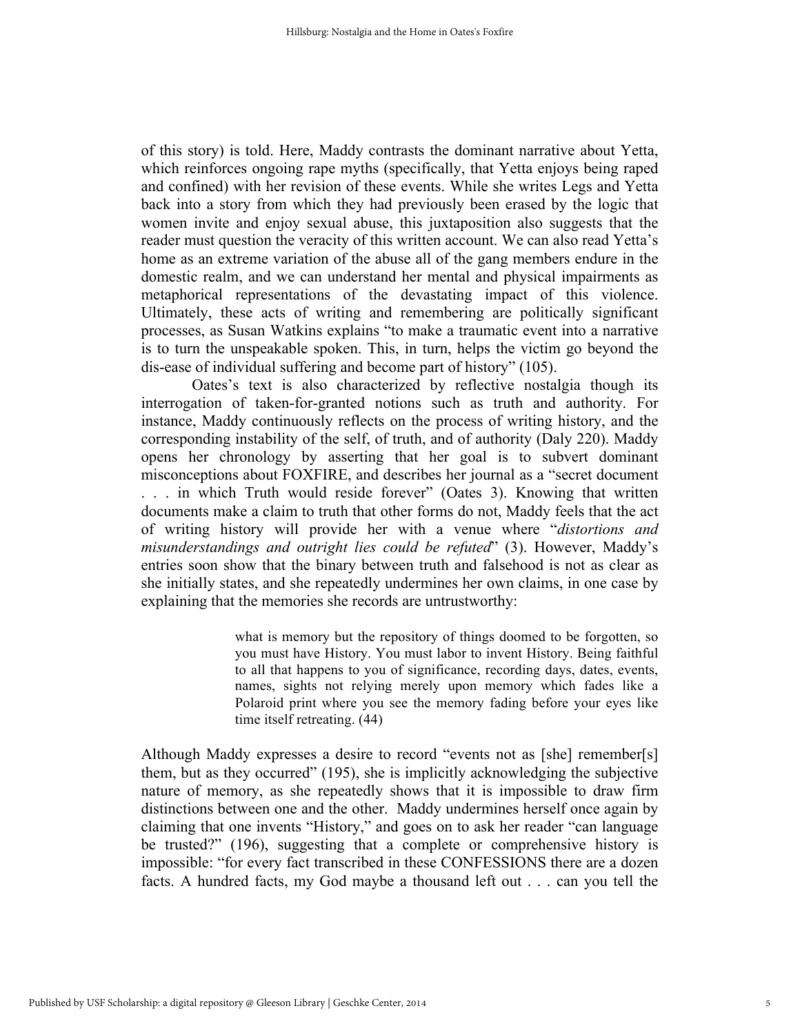of this story) is told. Here, Maddy contrasts the dominant narrative about Yetta, which reinforces ongoing rape myths (specifically, that Yetta enjoys being raped and confined) with her revision of these events. While she writes Legs and Yetta back into a story from which they had previously been erased by the logic that women invite and enjoy sexual abuse, this juxtaposition also suggests that the reader must question the veracity of this written account. We can also read Yetta's home as an extreme variation of the abuse all of the gang members endure in the domestic realm, and we can understand her mental and physical impairments as metaphorical representations of the devastating impact of this violence. Ultimately, these acts of writing and remembering are politically significant processes, as Susan Watkins explains "to make a traumatic event into a narrative is to turn the unspeakable spoken. This, in turn, helps the victim go beyond the dis-ease of individual suffering and become part of history" (105).

Oates's text is also characterized by reflective nostalgia though its interrogation of taken-for-granted notions such as truth and authority. For instance, Maddy continuously reflects on the process of writing history, and the corresponding instability of the self, of truth, and of authority (Daly 220). Maddy opens her chronology by asserting that her goal is to subvert dominant misconceptions about FOXFIRE, and describes her journal as a "secret document . . . in which Truth would reside forever" (Oates 3). Knowing that written documents make a claim to truth that other forms do not, Maddy feels that the act of writing history will provide her with a venue where "*distortions and misunderstandings and outright lies could be refuted*" (3). However, Maddy's entries soon show that the binary between truth and falsehood is not as clear as she initially states, and she repeatedly undermines her own claims, in one case by explaining that the memories she records are untrustworthy:

> what is memory but the repository of things doomed to be forgotten, so you must have History. You must labor to invent History. Being faithful to all that happens to you of significance, recording days, dates, events, names, sights not relying merely upon memory which fades like a Polaroid print where you see the memory fading before your eyes like time itself retreating. (44)

Although Maddy expresses a desire to record "events not as [she] remember[s] them, but as they occurred" (195), she is implicitly acknowledging the subjective nature of memory, as she repeatedly shows that it is impossible to draw firm distinctions between one and the other. Maddy undermines herself once again by claiming that one invents "History," and goes on to ask her reader "can language be trusted?" (196), suggesting that a complete or comprehensive history is impossible: "for every fact transcribed in these CONFESSIONS there are a dozen facts. A hundred facts, my God maybe a thousand left out . . . can you tell the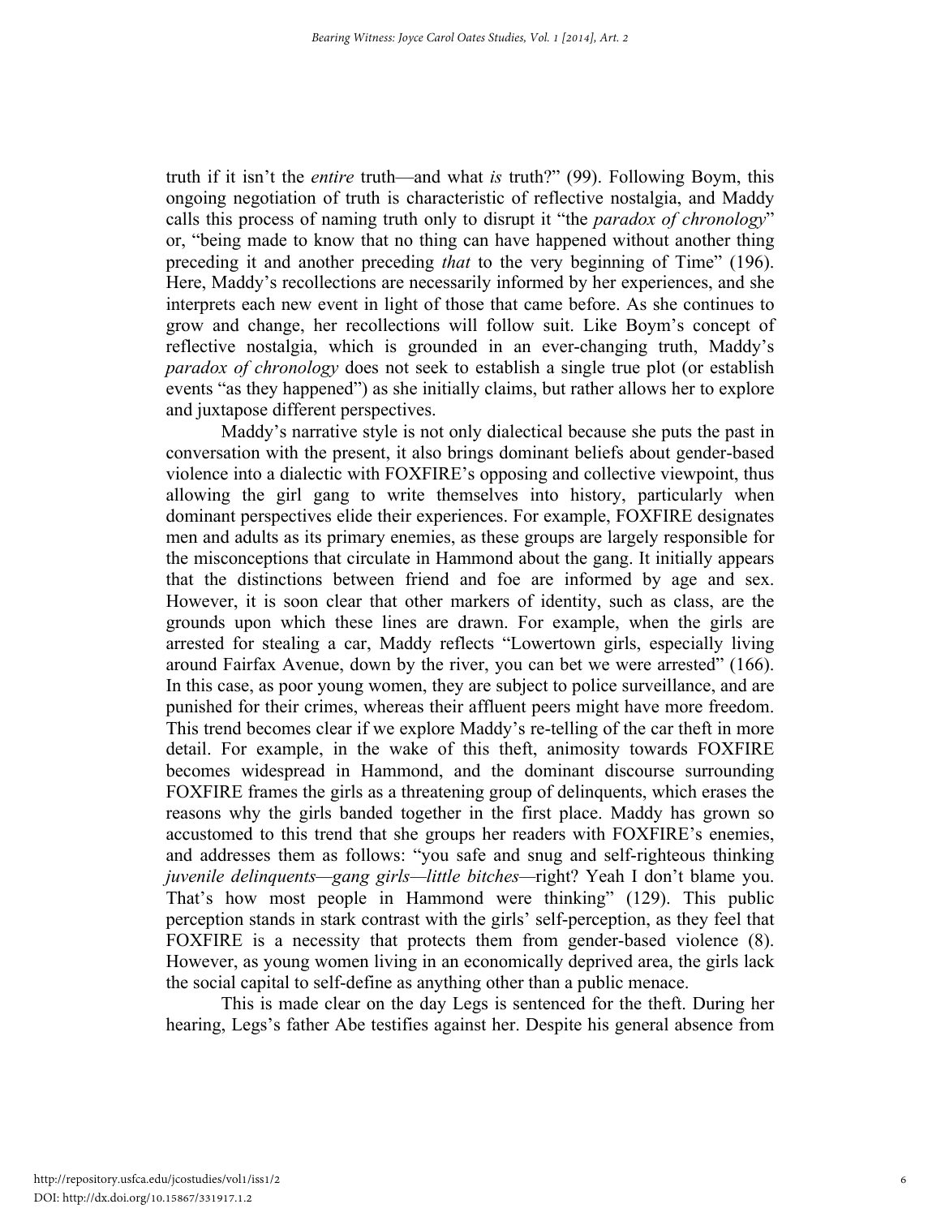truth if it isn't the *entire* truth—and what *is* truth?" (99). Following Boym, this ongoing negotiation of truth is characteristic of reflective nostalgia, and Maddy calls this process of naming truth only to disrupt it "the *paradox of chronology*" or, "being made to know that no thing can have happened without another thing preceding it and another preceding *that* to the very beginning of Time" (196). Here, Maddy's recollections are necessarily informed by her experiences, and she interprets each new event in light of those that came before. As she continues to grow and change, her recollections will follow suit. Like Boym's concept of reflective nostalgia, which is grounded in an ever-changing truth, Maddy's *paradox of chronology* does not seek to establish a single true plot (or establish events "as they happened") as she initially claims, but rather allows her to explore and juxtapose different perspectives.

Maddy's narrative style is not only dialectical because she puts the past in conversation with the present, it also brings dominant beliefs about gender-based violence into a dialectic with FOXFIRE's opposing and collective viewpoint, thus allowing the girl gang to write themselves into history, particularly when dominant perspectives elide their experiences. For example, FOXFIRE designates men and adults as its primary enemies, as these groups are largely responsible for the misconceptions that circulate in Hammond about the gang. It initially appears that the distinctions between friend and foe are informed by age and sex. However, it is soon clear that other markers of identity, such as class, are the grounds upon which these lines are drawn. For example, when the girls are arrested for stealing a car, Maddy reflects "Lowertown girls, especially living around Fairfax Avenue, down by the river, you can bet we were arrested" (166). In this case, as poor young women, they are subject to police surveillance, and are punished for their crimes, whereas their affluent peers might have more freedom. This trend becomes clear if we explore Maddy's re-telling of the car theft in more detail. For example, in the wake of this theft, animosity towards FOXFIRE becomes widespread in Hammond, and the dominant discourse surrounding FOXFIRE frames the girls as a threatening group of delinquents, which erases the reasons why the girls banded together in the first place. Maddy has grown so accustomed to this trend that she groups her readers with FOXFIRE's enemies, and addresses them as follows: "you safe and snug and self-righteous thinking *juvenile delinquents—gang girls—little bitches*—right? Yeah I don't blame you. That's how most people in Hammond were thinking" (129). This public perception stands in stark contrast with the girls' self-perception, as they feel that FOXFIRE is a necessity that protects them from gender-based violence (8). However, as young women living in an economically deprived area, the girls lack the social capital to self-define as anything other than a public menace.

This is made clear on the day Legs is sentenced for the theft. During her hearing, Legs's father Abe testifies against her. Despite his general absence from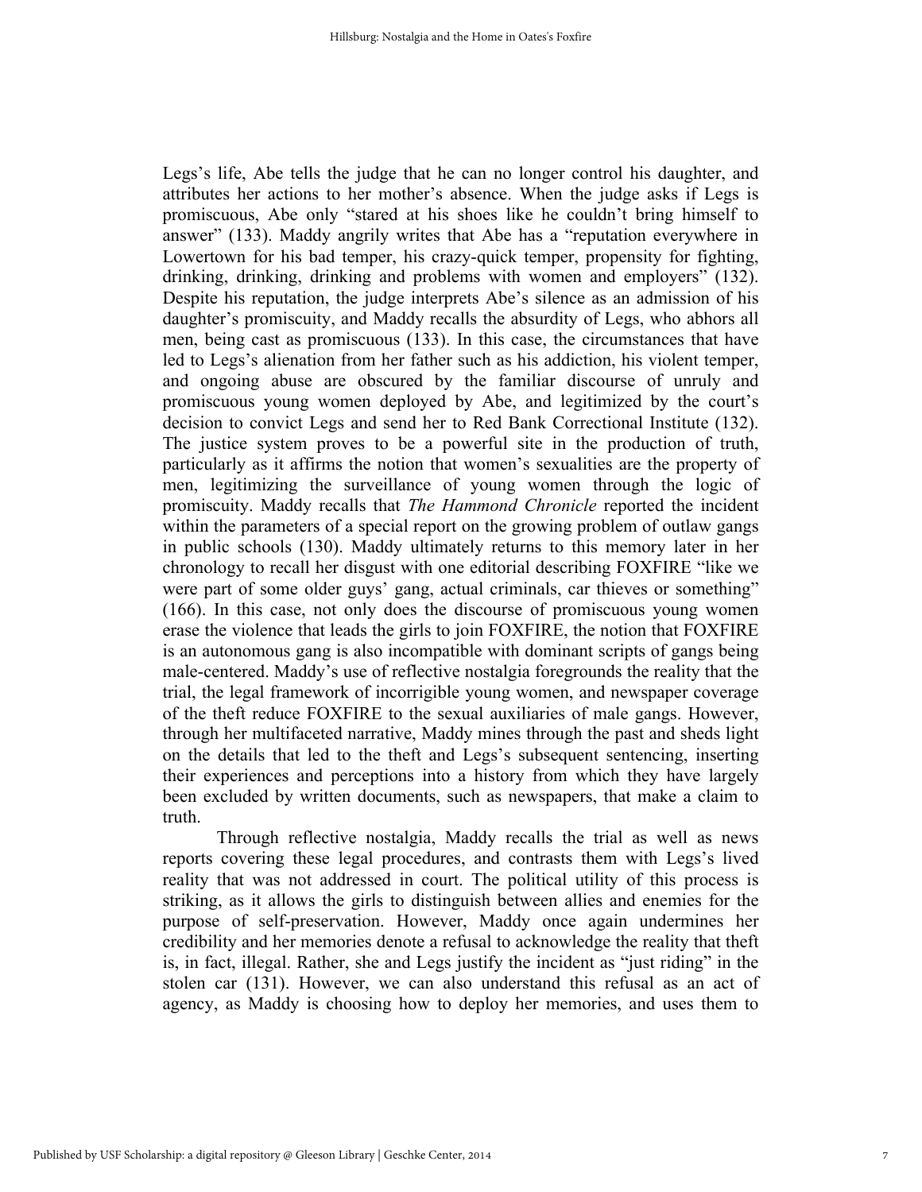Legs's life, Abe tells the judge that he can no longer control his daughter, and attributes her actions to her mother's absence. When the judge asks if Legs is promiscuous, Abe only "stared at his shoes like he couldn't bring himself to answer" (133). Maddy angrily writes that Abe has a "reputation everywhere in Lowertown for his bad temper, his crazy-quick temper, propensity for fighting, drinking, drinking, drinking and problems with women and employers" (132). Despite his reputation, the judge interprets Abe's silence as an admission of his daughter's promiscuity, and Maddy recalls the absurdity of Legs, who abhors all men, being cast as promiscuous (133). In this case, the circumstances that have led to Legs's alienation from her father such as his addiction, his violent temper, and ongoing abuse are obscured by the familiar discourse of unruly and promiscuous young women deployed by Abe, and legitimized by the court's decision to convict Legs and send her to Red Bank Correctional Institute (132). The justice system proves to be a powerful site in the production of truth, particularly as it affirms the notion that women's sexualities are the property of men, legitimizing the surveillance of young women through the logic of promiscuity. Maddy recalls that *The Hammond Chronicle* reported the incident within the parameters of a special report on the growing problem of outlaw gangs in public schools (130). Maddy ultimately returns to this memory later in her chronology to recall her disgust with one editorial describing FOXFIRE "like we were part of some older guys' gang, actual criminals, car thieves or something" (166). In this case, not only does the discourse of promiscuous young women erase the violence that leads the girls to join FOXFIRE, the notion that FOXFIRE is an autonomous gang is also incompatible with dominant scripts of gangs being male-centered. Maddy's use of reflective nostalgia foregrounds the reality that the trial, the legal framework of incorrigible young women, and newspaper coverage of the theft reduce FOXFIRE to the sexual auxiliaries of male gangs. However, through her multifaceted narrative, Maddy mines through the past and sheds light on the details that led to the theft and Legs's subsequent sentencing, inserting their experiences and perceptions into a history from which they have largely been excluded by written documents, such as newspapers, that make a claim to truth.

Through reflective nostalgia, Maddy recalls the trial as well as news reports covering these legal procedures, and contrasts them with Legs's lived reality that was not addressed in court. The political utility of this process is striking, as it allows the girls to distinguish between allies and enemies for the purpose of self-preservation. However, Maddy once again undermines her credibility and her memories denote a refusal to acknowledge the reality that theft is, in fact, illegal. Rather, she and Legs justify the incident as "just riding" in the stolen car (131). However, we can also understand this refusal as an act of agency, as Maddy is choosing how to deploy her memories, and uses them to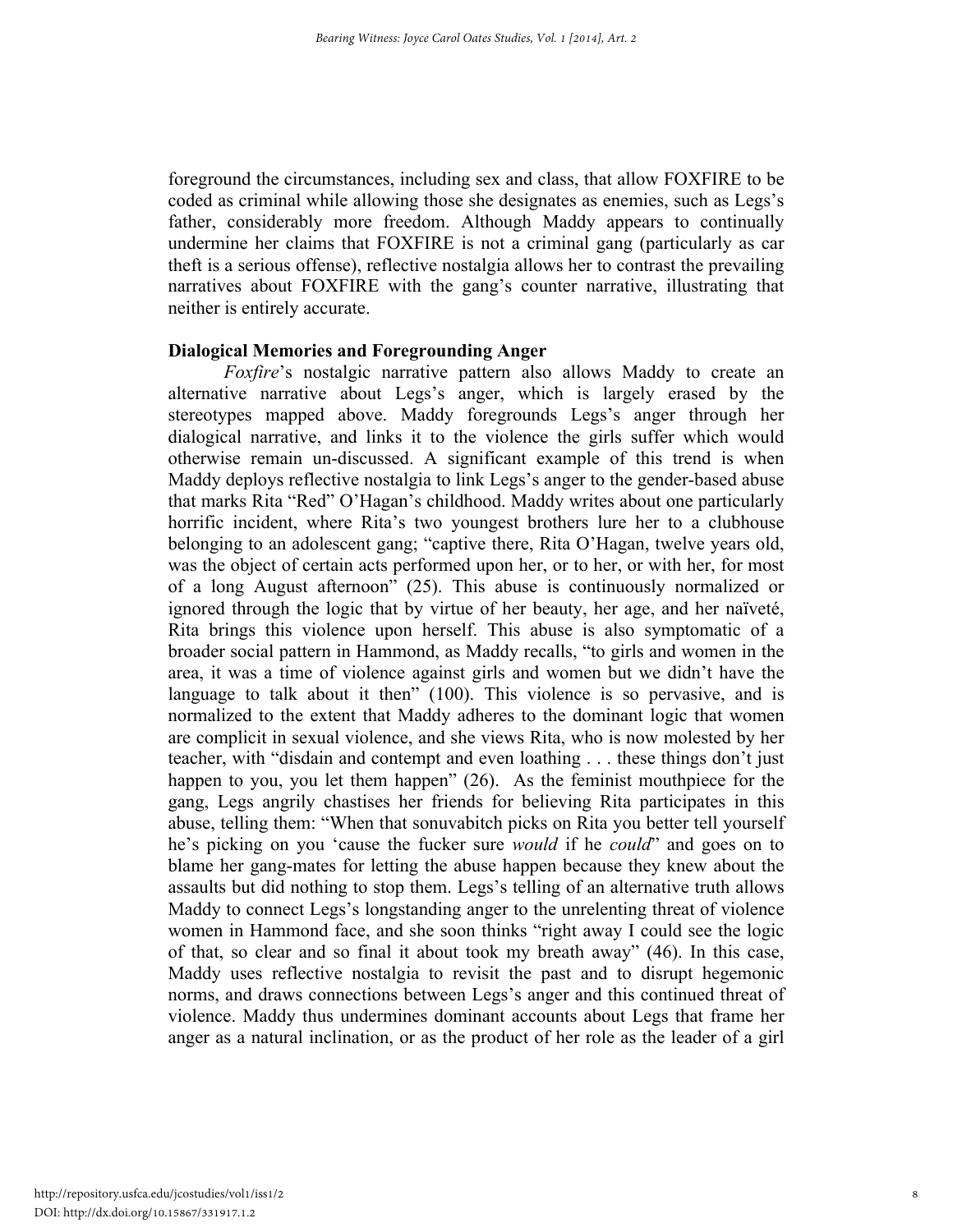foreground the circumstances, including sex and class, that allow FOXFIRE to be coded as criminal while allowing those she designates as enemies, such as Legs's father, considerably more freedom. Although Maddy appears to continually undermine her claims that FOXFIRE is not a criminal gang (particularly as car theft is a serious offense), reflective nostalgia allows her to contrast the prevailing narratives about FOXFIRE with the gang's counter narrative, illustrating that neither is entirely accurate.

**Dialogical Memories and Foregrounding Anger**

*Foxfire*'s nostalgic narrative pattern also allows Maddy to create an alternative narrative about Legs's anger, which is largely erased by the stereotypes mapped above. Maddy foregrounds Legs's anger through her dialogical narrative, and links it to the violence the girls suffer which would otherwise remain un-discussed. A significant example of this trend is when Maddy deploys reflective nostalgia to link Legs's anger to the gender-based abuse that marks Rita "Red" O'Hagan's childhood. Maddy writes about one particularly horrific incident, where Rita's two youngest brothers lure her to a clubhouse belonging to an adolescent gang; "captive there, Rita O'Hagan, twelve years old, was the object of certain acts performed upon her, or to her, or with her, for most of a long August afternoon" (25). This abuse is continuously normalized or ignored through the logic that by virtue of her beauty, her age, and her naïveté, Rita brings this violence upon herself. This abuse is also symptomatic of a broader social pattern in Hammond, as Maddy recalls, "to girls and women in the area, it was a time of violence against girls and women but we didn't have the language to talk about it then" (100). This violence is so pervasive, and is normalized to the extent that Maddy adheres to the dominant logic that women are complicit in sexual violence, and she views Rita, who is now molested by her teacher, with "disdain and contempt and even loathing . . . these things don't just happen to you, you let them happen" (26). As the feminist mouthpiece for the gang, Legs angrily chastises her friends for believing Rita participates in this abuse, telling them: "When that sonuvabitch picks on Rita you better tell yourself he's picking on you 'cause the fucker sure *would* if he *could*" and goes on to blame her gang-mates for letting the abuse happen because they knew about the assaults but did nothing to stop them. Legs's telling of an alternative truth allows Maddy to connect Legs's longstanding anger to the unrelenting threat of violence women in Hammond face, and she soon thinks "right away I could see the logic of that, so clear and so final it about took my breath away" (46). In this case, Maddy uses reflective nostalgia to revisit the past and to disrupt hegemonic norms, and draws connections between Legs's anger and this continued threat of violence. Maddy thus undermines dominant accounts about Legs that frame her anger as a natural inclination, or as the product of her role as the leader of a girl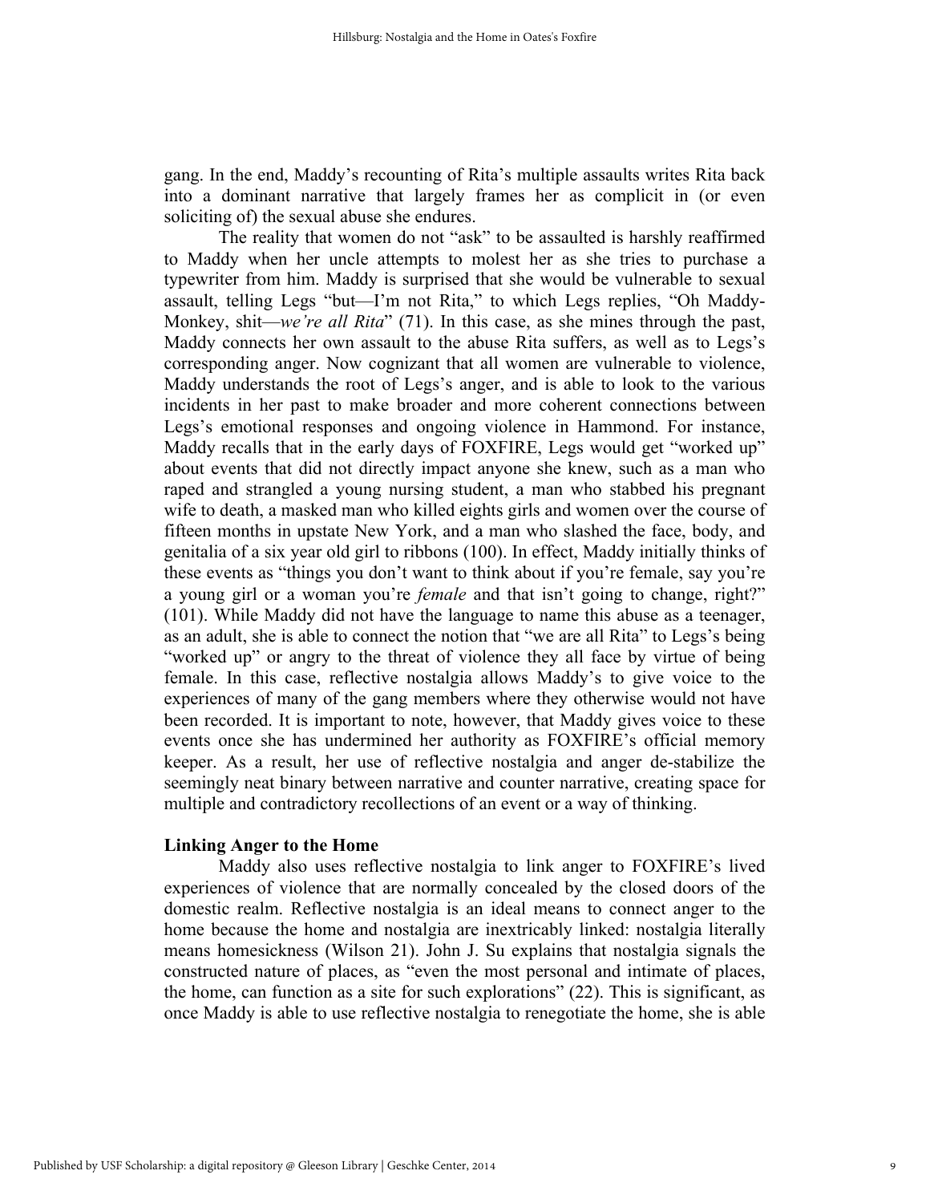gang. In the end, Maddy's recounting of Rita's multiple assaults writes Rita back into a dominant narrative that largely frames her as complicit in (or even soliciting of) the sexual abuse she endures.

The reality that women do not "ask" to be assaulted is harshly reaffirmed to Maddy when her uncle attempts to molest her as she tries to purchase a typewriter from him. Maddy is surprised that she would be vulnerable to sexual assault, telling Legs "but—I'm not Rita," to which Legs replies, "Oh Maddy-Monkey, shit—*we're all Rita*" (71). In this case, as she mines through the past, Maddy connects her own assault to the abuse Rita suffers, as well as to Legs's corresponding anger. Now cognizant that all women are vulnerable to violence, Maddy understands the root of Legs's anger, and is able to look to the various incidents in her past to make broader and more coherent connections between Legs's emotional responses and ongoing violence in Hammond. For instance, Maddy recalls that in the early days of FOXFIRE, Legs would get "worked up" about events that did not directly impact anyone she knew, such as a man who raped and strangled a young nursing student, a man who stabbed his pregnant wife to death, a masked man who killed eights girls and women over the course of fifteen months in upstate New York, and a man who slashed the face, body, and genitalia of a six year old girl to ribbons (100). In effect, Maddy initially thinks of these events as "things you don't want to think about if you're female, say you're a young girl or a woman you're *female* and that isn't going to change, right?" (101). While Maddy did not have the language to name this abuse as a teenager, as an adult, she is able to connect the notion that "we are all Rita" to Legs's being "worked up" or angry to the threat of violence they all face by virtue of being female. In this case, reflective nostalgia allows Maddy's to give voice to the experiences of many of the gang members where they otherwise would not have been recorded. It is important to note, however, that Maddy gives voice to these events once she has undermined her authority as FOXFIRE's official memory keeper. As a result, her use of reflective nostalgia and anger de-stabilize the seemingly neat binary between narrative and counter narrative, creating space for multiple and contradictory recollections of an event or a way of thinking.

**Linking Anger to the Home**

Maddy also uses reflective nostalgia to link anger to FOXFIRE's lived experiences of violence that are normally concealed by the closed doors of the domestic realm. Reflective nostalgia is an ideal means to connect anger to the home because the home and nostalgia are inextricably linked: nostalgia literally means homesickness (Wilson 21). John J. Su explains that nostalgia signals the constructed nature of places, as "even the most personal and intimate of places, the home, can function as a site for such explorations" (22). This is significant, as once Maddy is able to use reflective nostalgia to renegotiate the home, she is able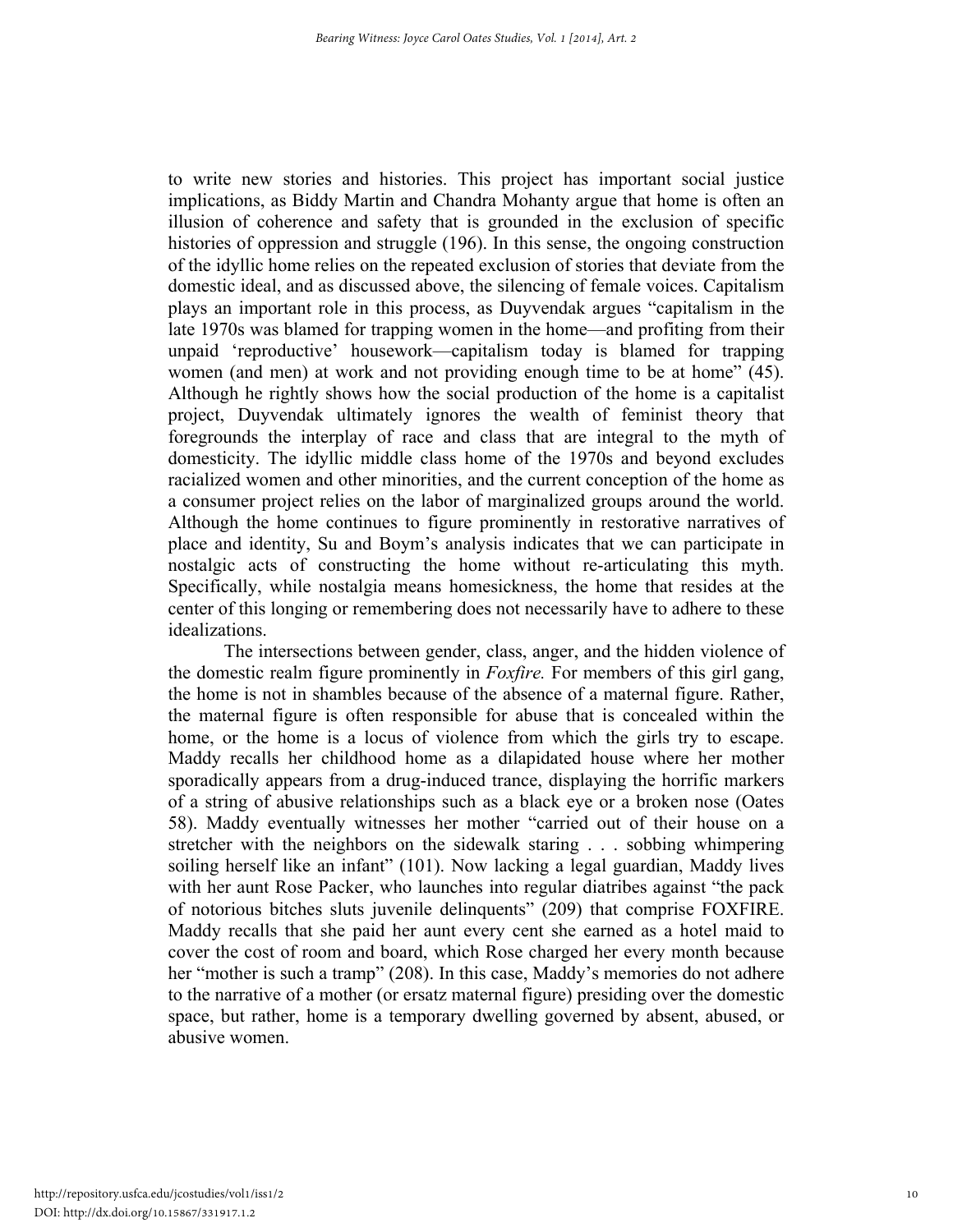to write new stories and histories. This project has important social justice implications, as Biddy Martin and Chandra Mohanty argue that home is often an illusion of coherence and safety that is grounded in the exclusion of specific histories of oppression and struggle (196). In this sense, the ongoing construction of the idyllic home relies on the repeated exclusion of stories that deviate from the domestic ideal, and as discussed above, the silencing of female voices. Capitalism plays an important role in this process, as Duyvendak argues "capitalism in the late 1970s was blamed for trapping women in the home—and profiting from their unpaid 'reproductive' housework—capitalism today is blamed for trapping women (and men) at work and not providing enough time to be at home" (45). Although he rightly shows how the social production of the home is a capitalist project, Duyvendak ultimately ignores the wealth of feminist theory that foregrounds the interplay of race and class that are integral to the myth of domesticity. The idyllic middle class home of the 1970s and beyond excludes racialized women and other minorities, and the current conception of the home as a consumer project relies on the labor of marginalized groups around the world. Although the home continues to figure prominently in restorative narratives of place and identity, Su and Boym's analysis indicates that we can participate in nostalgic acts of constructing the home without re-articulating this myth. Specifically, while nostalgia means homesickness, the home that resides at the center of this longing or remembering does not necessarily have to adhere to these idealizations.

The intersections between gender, class, anger, and the hidden violence of the domestic realm figure prominently in *Foxfire.* For members of this girl gang, the home is not in shambles because of the absence of a maternal figure. Rather, the maternal figure is often responsible for abuse that is concealed within the home, or the home is a locus of violence from which the girls try to escape. Maddy recalls her childhood home as a dilapidated house where her mother sporadically appears from a drug-induced trance, displaying the horrific markers of a string of abusive relationships such as a black eye or a broken nose (Oates 58). Maddy eventually witnesses her mother "carried out of their house on a stretcher with the neighbors on the sidewalk staring . . . sobbing whimpering soiling herself like an infant" (101). Now lacking a legal guardian, Maddy lives with her aunt Rose Packer, who launches into regular diatribes against "the pack of notorious bitches sluts juvenile delinquents" (209) that comprise FOXFIRE. Maddy recalls that she paid her aunt every cent she earned as a hotel maid to cover the cost of room and board, which Rose charged her every month because her "mother is such a tramp" (208). In this case, Maddy's memories do not adhere to the narrative of a mother (or ersatz maternal figure) presiding over the domestic space, but rather, home is a temporary dwelling governed by absent, abused, or abusive women.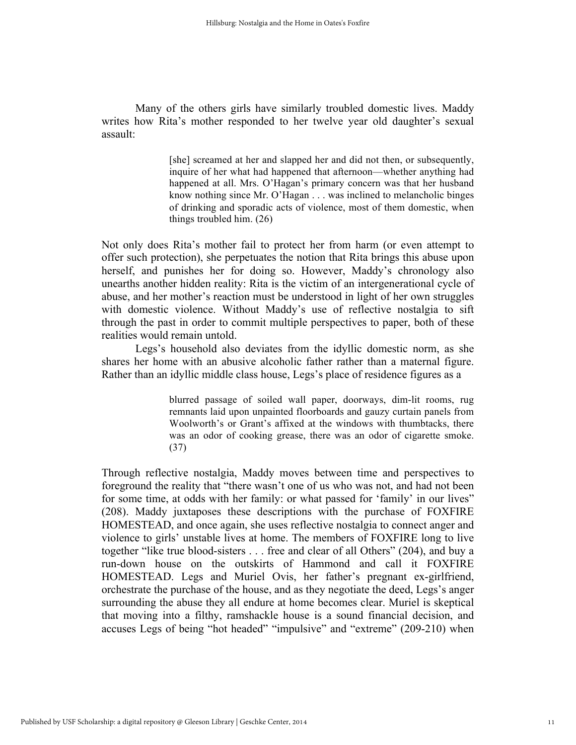Many of the others girls have similarly troubled domestic lives. Maddy writes how Rita's mother responded to her twelve year old daughter's sexual assault:

> [she] screamed at her and slapped her and did not then, or subsequently, inquire of her what had happened that afternoon—whether anything had happened at all. Mrs. O'Hagan's primary concern was that her husband know nothing since Mr. O'Hagan . . . was inclined to melancholic binges of drinking and sporadic acts of violence, most of them domestic, when things troubled him. (26)

Not only does Rita's mother fail to protect her from harm (or even attempt to offer such protection), she perpetuates the notion that Rita brings this abuse upon herself, and punishes her for doing so. However, Maddy's chronology also unearths another hidden reality: Rita is the victim of an intergenerational cycle of abuse, and her mother's reaction must be understood in light of her own struggles with domestic violence. Without Maddy's use of reflective nostalgia to sift through the past in order to commit multiple perspectives to paper, both of these realities would remain untold.

Legs's household also deviates from the idyllic domestic norm, as she shares her home with an abusive alcoholic father rather than a maternal figure. Rather than an idyllic middle class house, Legs's place of residence figures as a

> blurred passage of soiled wall paper, doorways, dim-lit rooms, rug remnants laid upon unpainted floorboards and gauzy curtain panels from Woolworth's or Grant's affixed at the windows with thumbtacks, there was an odor of cooking grease, there was an odor of cigarette smoke. (37)

Through reflective nostalgia, Maddy moves between time and perspectives to foreground the reality that "there wasn't one of us who was not, and had not been for some time, at odds with her family: or what passed for 'family' in our lives" (208). Maddy juxtaposes these descriptions with the purchase of FOXFIRE HOMESTEAD, and once again, she uses reflective nostalgia to connect anger and violence to girls' unstable lives at home. The members of FOXFIRE long to live together "like true blood-sisters . . . free and clear of all Others" (204), and buy a run-down house on the outskirts of Hammond and call it FOXFIRE HOMESTEAD. Legs and Muriel Ovis, her father's pregnant ex-girlfriend, orchestrate the purchase of the house, and as they negotiate the deed, Legs's anger surrounding the abuse they all endure at home becomes clear. Muriel is skeptical that moving into a filthy, ramshackle house is a sound financial decision, and accuses Legs of being "hot headed" "impulsive" and "extreme" (209-210) when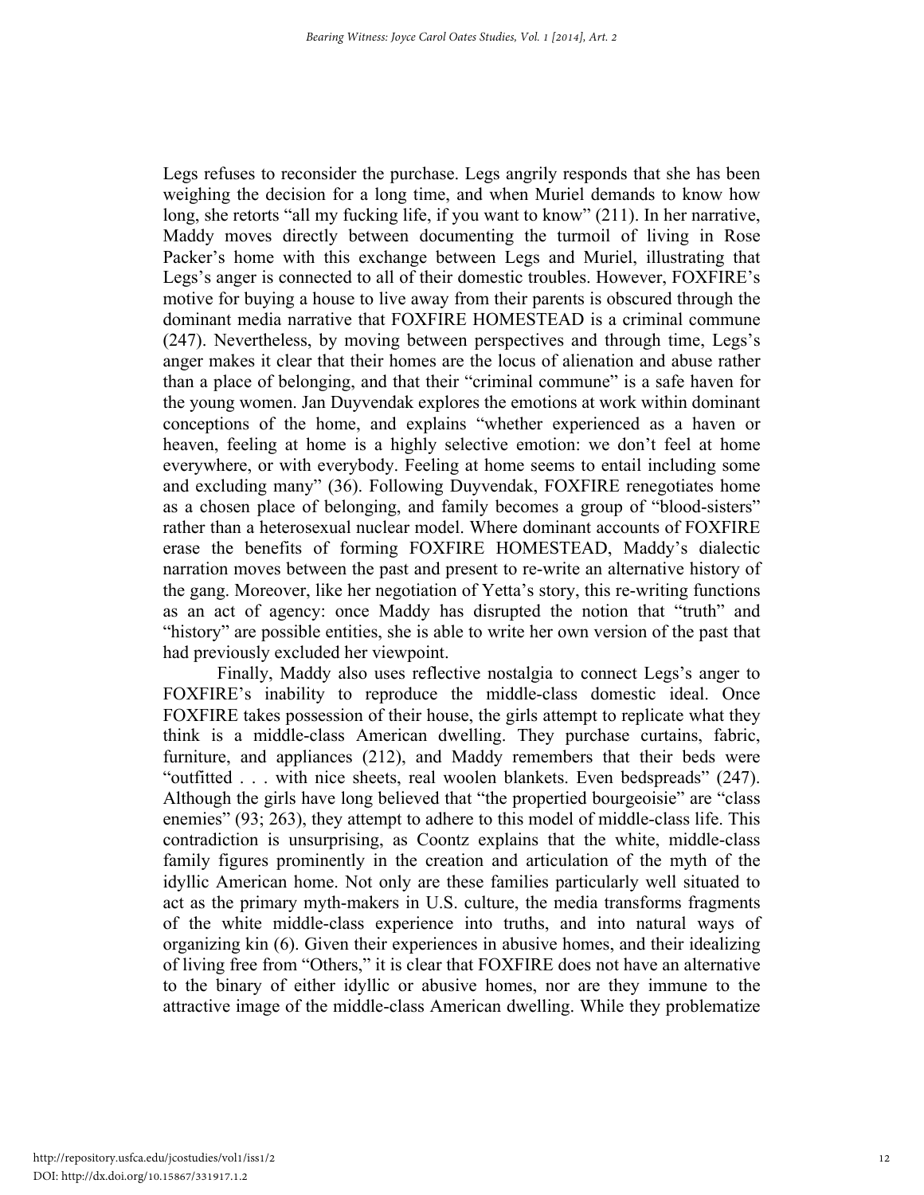Legs refuses to reconsider the purchase. Legs angrily responds that she has been weighing the decision for a long time, and when Muriel demands to know how long, she retorts "all my fucking life, if you want to know" (211). In her narrative, Maddy moves directly between documenting the turmoil of living in Rose Packer's home with this exchange between Legs and Muriel, illustrating that Legs's anger is connected to all of their domestic troubles. However, FOXFIRE's motive for buying a house to live away from their parents is obscured through the dominant media narrative that FOXFIRE HOMESTEAD is a criminal commune (247). Nevertheless, by moving between perspectives and through time, Legs's anger makes it clear that their homes are the locus of alienation and abuse rather than a place of belonging, and that their "criminal commune" is a safe haven for the young women. Jan Duyvendak explores the emotions at work within dominant conceptions of the home, and explains "whether experienced as a haven or heaven, feeling at home is a highly selective emotion: we don't feel at home everywhere, or with everybody. Feeling at home seems to entail including some and excluding many" (36). Following Duyvendak, FOXFIRE renegotiates home as a chosen place of belonging, and family becomes a group of "blood-sisters" rather than a heterosexual nuclear model. Where dominant accounts of FOXFIRE erase the benefits of forming FOXFIRE HOMESTEAD, Maddy's dialectic narration moves between the past and present to re-write an alternative history of the gang. Moreover, like her negotiation of Yetta's story, this re-writing functions as an act of agency: once Maddy has disrupted the notion that "truth" and "history" are possible entities, she is able to write her own version of the past that had previously excluded her viewpoint.

Finally, Maddy also uses reflective nostalgia to connect Legs's anger to FOXFIRE's inability to reproduce the middle-class domestic ideal. Once FOXFIRE takes possession of their house, the girls attempt to replicate what they think is a middle-class American dwelling. They purchase curtains, fabric, furniture, and appliances (212), and Maddy remembers that their beds were "outfitted . . . with nice sheets, real woolen blankets. Even bedspreads" (247). Although the girls have long believed that "the propertied bourgeoisie" are "class enemies" (93; 263), they attempt to adhere to this model of middle-class life. This contradiction is unsurprising, as Coontz explains that the white, middle-class family figures prominently in the creation and articulation of the myth of the idyllic American home. Not only are these families particularly well situated to act as the primary myth-makers in U.S. culture, the media transforms fragments of the white middle-class experience into truths, and into natural ways of organizing kin (6). Given their experiences in abusive homes, and their idealizing of living free from "Others," it is clear that FOXFIRE does not have an alternative to the binary of either idyllic or abusive homes, nor are they immune to the attractive image of the middle-class American dwelling. While they problematize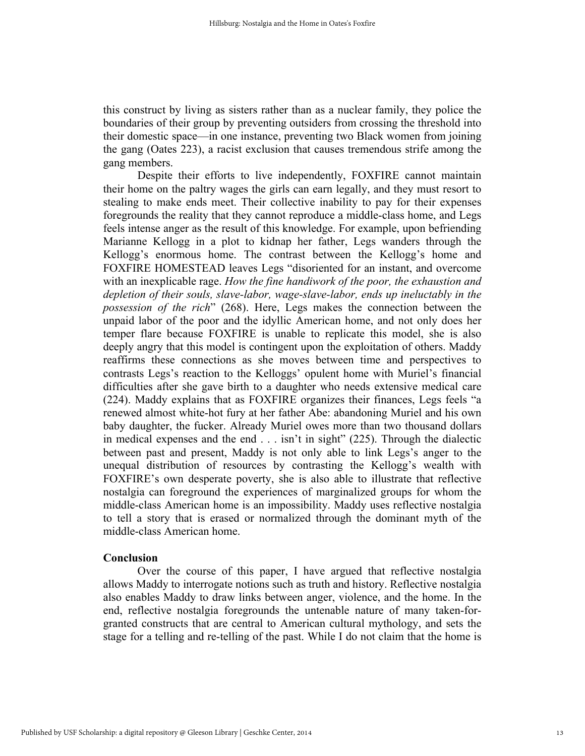this construct by living as sisters rather than as a nuclear family, they police the boundaries of their group by preventing outsiders from crossing the threshold into their domestic space—in one instance, preventing two Black women from joining the gang (Oates 223), a racist exclusion that causes tremendous strife among the gang members.

Despite their efforts to live independently, FOXFIRE cannot maintain their home on the paltry wages the girls can earn legally, and they must resort to stealing to make ends meet. Their collective inability to pay for their expenses foregrounds the reality that they cannot reproduce a middle-class home, and Legs feels intense anger as the result of this knowledge. For example, upon befriending Marianne Kellogg in a plot to kidnap her father, Legs wanders through the Kellogg's enormous home. The contrast between the Kellogg's home and FOXFIRE HOMESTEAD leaves Legs "disoriented for an instant, and overcome with an inexplicable rage. *How the fine handiwork of the poor, the exhaustion and depletion of their souls, slave-labor, wage-slave-labor, ends up ineluctably in the possession of the rich*" (268). Here, Legs makes the connection between the unpaid labor of the poor and the idyllic American home, and not only does her temper flare because FOXFIRE is unable to replicate this model, she is also deeply angry that this model is contingent upon the exploitation of others. Maddy reaffirms these connections as she moves between time and perspectives to contrasts Legs's reaction to the Kelloggs' opulent home with Muriel's financial difficulties after she gave birth to a daughter who needs extensive medical care (224). Maddy explains that as FOXFIRE organizes their finances, Legs feels "a renewed almost white-hot fury at her father Abe: abandoning Muriel and his own baby daughter, the fucker. Already Muriel owes more than two thousand dollars in medical expenses and the end . . . isn't in sight" (225). Through the dialectic between past and present, Maddy is not only able to link Legs's anger to the unequal distribution of resources by contrasting the Kellogg's wealth with FOXFIRE's own desperate poverty, she is also able to illustrate that reflective nostalgia can foreground the experiences of marginalized groups for whom the middle-class American home is an impossibility. Maddy uses reflective nostalgia to tell a story that is erased or normalized through the dominant myth of the middle-class American home.

## Conclusion

Over the course of this paper, I have argued that reflective nostalgia allows Maddy to interrogate notions such as truth and history. Reflective nostalgia also enables Maddy to draw links between anger, violence, and the home. In the end, reflective nostalgia foregrounds the untenable nature of many taken-for-granted constructs that are central to American cultural mythology, and sets the stage for a telling and re-telling of the past. While I do not claim that the home is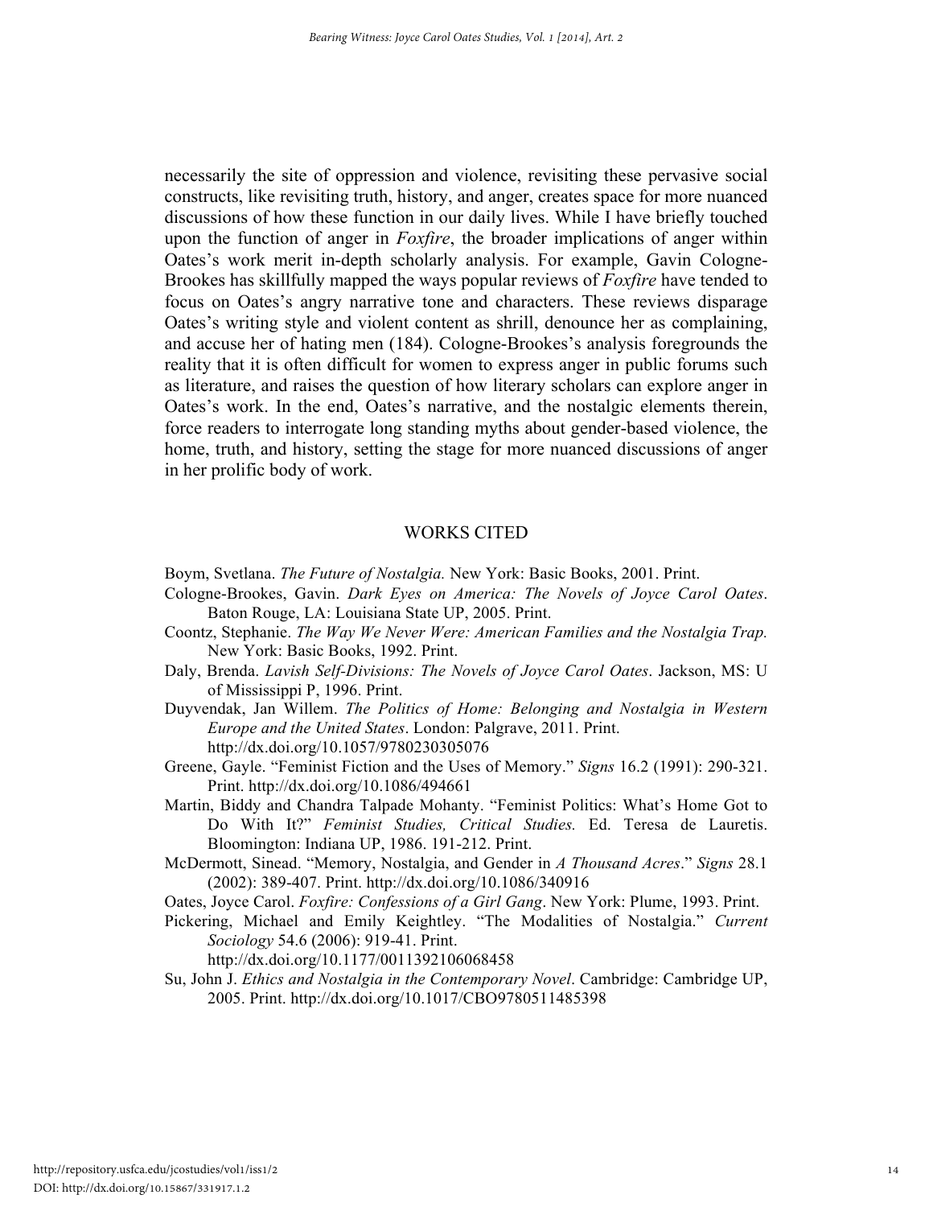necessarily the site of oppression and violence, revisiting these pervasive social constructs, like revisiting truth, history, and anger, creates space for more nuanced discussions of how these function in our daily lives. While I have briefly touched upon the function of anger in *Foxfire*, the broader implications of anger within Oates's work merit in-depth scholarly analysis. For example, Gavin Cologne-Brookes has skillfully mapped the ways popular reviews of *Foxfire* have tended to focus on Oates's angry narrative tone and characters. These reviews disparage Oates's writing style and violent content as shrill, denounce her as complaining, and accuse her of hating men (184). Cologne-Brookes's analysis foregrounds the reality that it is often difficult for women to express anger in public forums such as literature, and raises the question of how literary scholars can explore anger in Oates's work. In the end, Oates's narrative, and the nostalgic elements therein, force readers to interrogate long standing myths about gender-based violence, the home, truth, and history, setting the stage for more nuanced discussions of anger in her prolific body of work.

## WORKS CITED

Boym, Svetlana. *The Future of Nostalgia.* New York: Basic Books, 2001. Print.

Cologne-Brookes, Gavin. *Dark Eyes on America: The Novels of Joyce Carol Oates*. Baton Rouge, LA: Louisiana State UP, 2005. Print.

Coontz, Stephanie. *The Way We Never Were: American Families and the Nostalgia Trap.* New York: Basic Books, 1992. Print.

Daly, Brenda. *Lavish Self-Divisions: The Novels of Joyce Carol Oates*. Jackson, MS: U of Mississippi P, 1996. Print.

Duyvendak, Jan Willem. *The Politics of Home: Belonging and Nostalgia in Western Europe and the United States*. London: Palgrave, 2011. Print. http://dx.doi.org/10.1057/9780230305076

Greene, Gayle. "Feminist Fiction and the Uses of Memory." *Signs* 16.2 (1991): 290-321. Print. http://dx.doi.org/10.1086/494661

Martin, Biddy and Chandra Talpade Mohanty. "Feminist Politics: What's Home Got to Do With It?" *Feminist Studies, Critical Studies.* Ed. Teresa de Lauretis. Bloomington: Indiana UP, 1986. 191-212. Print.

McDermott, Sinead. "Memory, Nostalgia, and Gender in *A Thousand Acres*." *Signs* 28.1 (2002): 389-407. Print. http://dx.doi.org/10.1086/340916

Oates, Joyce Carol. *Foxfire: Confessions of a Girl Gang*. New York: Plume, 1993. Print.

Pickering, Michael and Emily Keightley. "The Modalities of Nostalgia." *Current Sociology* 54.6 (2006): 919-41. Print. http://dx.doi.org/10.1177/0011392106068458

Su, John J. *Ethics and Nostalgia in the Contemporary Novel*. Cambridge: Cambridge UP, 2005. Print. http://dx.doi.org/10.1017/CBO9780511485398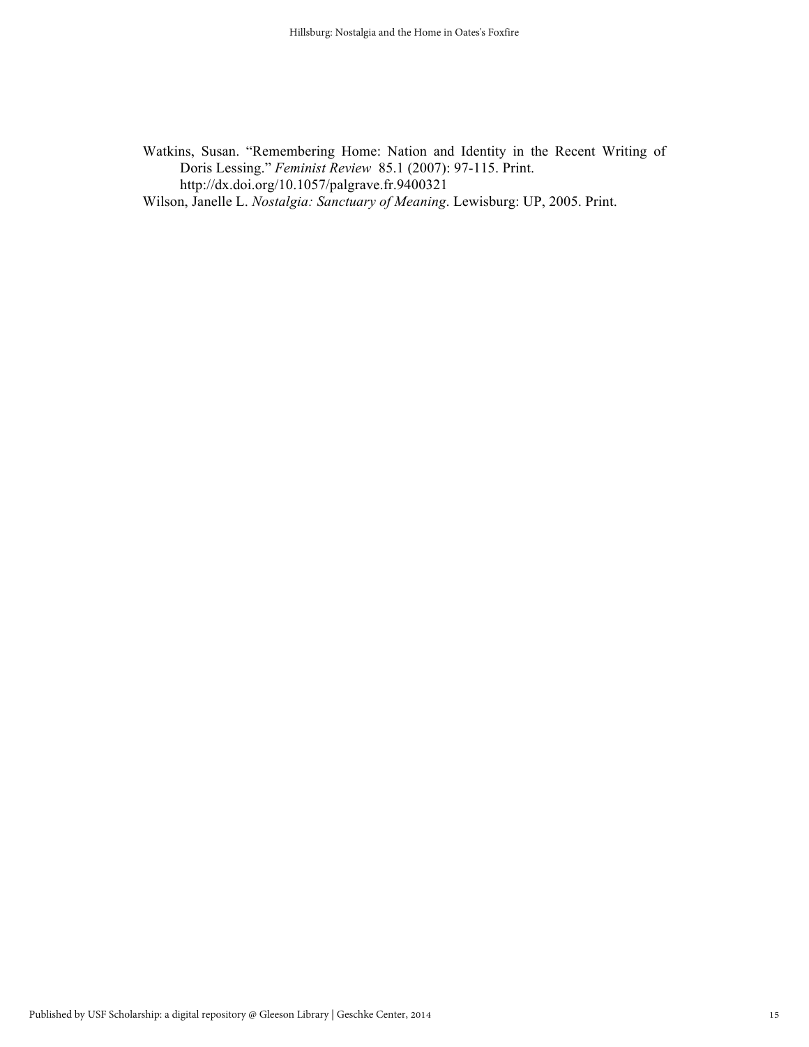Watkins, Susan. "Remembering Home: Nation and Identity in the Recent Writing of Doris Lessing." *Feminist Review* 85.1 (2007): 97-115. Print. http://dx.doi.org/10.1057/palgrave.fr.9400321

Wilson, Janelle L. *Nostalgia: Sanctuary of Meaning*. Lewisburg: UP, 2005. Print.